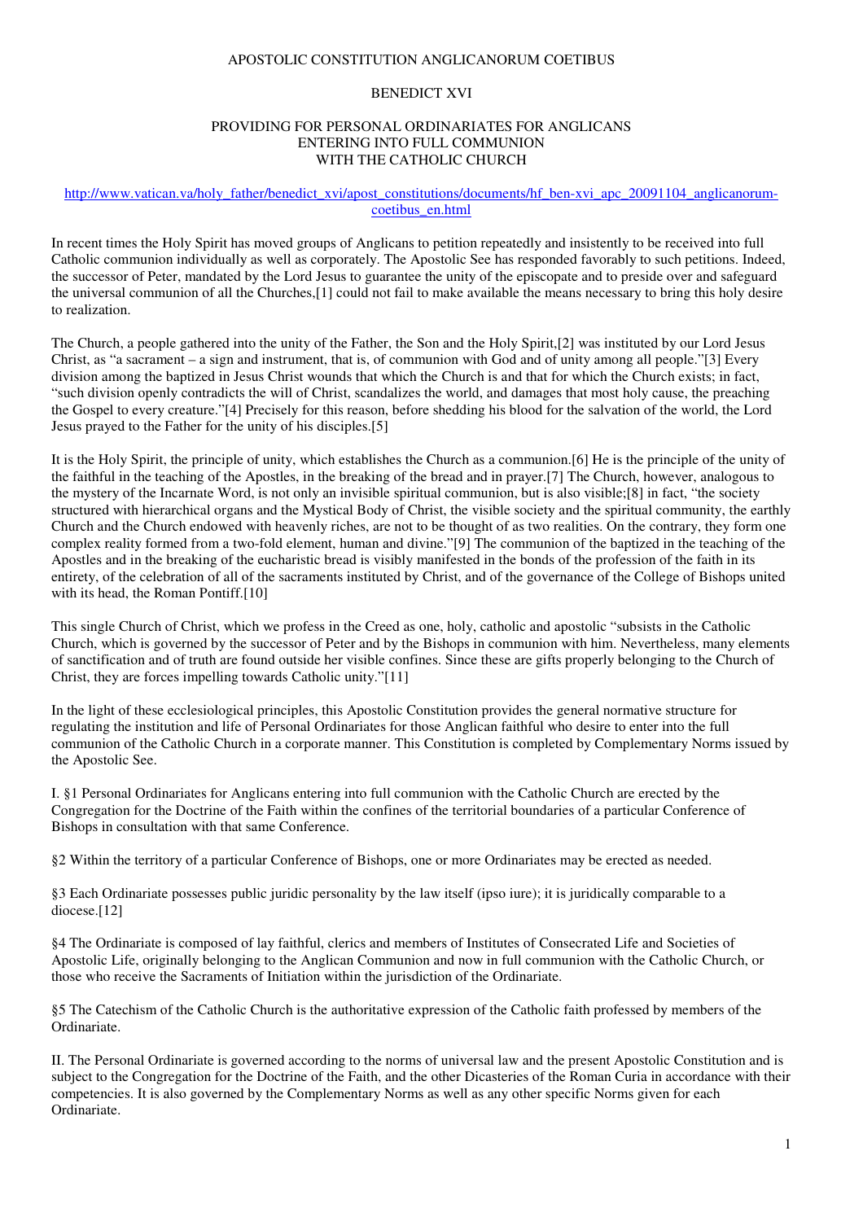APOSTOLIC CONSTITUTION ANGLICANORUM COETIBUS

BENEDICT XVI

PROVIDING FOR PERSONAL ORDINARIATES FOR ANGLICANS ENTERING INTO FULL COMMUNION WITH THE CATHOLIC CHURCH

http://www.vatican.va/holy_father/benedict_xvi/apost_constitutions/documents/hf_ben-xvi_apc_20091104_anglicanorum-coetibus_en.html

In recent times the Holy Spirit has moved groups of Anglicans to petition repeatedly and insistently to be received into full Catholic communion individually as well as corporately. The Apostolic See has responded favorably to such petitions. Indeed, the successor of Peter, mandated by the Lord Jesus to guarantee the unity of the episcopate and to preside over and safeguard the universal communion of all the Churches,[1] could not fail to make available the means necessary to bring this holy desire to realization.

The Church, a people gathered into the unity of the Father, the Son and the Holy Spirit,[2] was instituted by our Lord Jesus Christ, as "a sacrament – a sign and instrument, that is, of communion with God and of unity among all people."[3] Every division among the baptized in Jesus Christ wounds that which the Church is and that for which the Church exists; in fact, "such division openly contradicts the will of Christ, scandalizes the world, and damages that most holy cause, the preaching the Gospel to every creature."[4] Precisely for this reason, before shedding his blood for the salvation of the world, the Lord Jesus prayed to the Father for the unity of his disciples.[5]

It is the Holy Spirit, the principle of unity, which establishes the Church as a communion.[6] He is the principle of the unity of the faithful in the teaching of the Apostles, in the breaking of the bread and in prayer.[7] The Church, however, analogous to the mystery of the Incarnate Word, is not only an invisible spiritual communion, but is also visible;[8] in fact, "the society structured with hierarchical organs and the Mystical Body of Christ, the visible society and the spiritual community, the earthly Church and the Church endowed with heavenly riches, are not to be thought of as two realities. On the contrary, they form one complex reality formed from a two-fold element, human and divine."[9] The communion of the baptized in the teaching of the Apostles and in the breaking of the eucharistic bread is visibly manifested in the bonds of the profession of the faith in its entirety, of the celebration of all of the sacraments instituted by Christ, and of the governance of the College of Bishops united with its head, the Roman Pontiff.[10]

This single Church of Christ, which we profess in the Creed as one, holy, catholic and apostolic "subsists in the Catholic Church, which is governed by the successor of Peter and by the Bishops in communion with him. Nevertheless, many elements of sanctification and of truth are found outside her visible confines. Since these are gifts properly belonging to the Church of Christ, they are forces impelling towards Catholic unity."[11]

In the light of these ecclesiological principles, this Apostolic Constitution provides the general normative structure for regulating the institution and life of Personal Ordinariates for those Anglican faithful who desire to enter into the full communion of the Catholic Church in a corporate manner. This Constitution is completed by Complementary Norms issued by the Apostolic See.

I. §1 Personal Ordinariates for Anglicans entering into full communion with the Catholic Church are erected by the Congregation for the Doctrine of the Faith within the confines of the territorial boundaries of a particular Conference of Bishops in consultation with that same Conference.

§2 Within the territory of a particular Conference of Bishops, one or more Ordinariates may be erected as needed.

§3 Each Ordinariate possesses public juridic personality by the law itself (ipso iure); it is juridically comparable to a diocese.[12]

§4 The Ordinariate is composed of lay faithful, clerics and members of Institutes of Consecrated Life and Societies of Apostolic Life, originally belonging to the Anglican Communion and now in full communion with the Catholic Church, or those who receive the Sacraments of Initiation within the jurisdiction of the Ordinariate.

§5 The Catechism of the Catholic Church is the authoritative expression of the Catholic faith professed by members of the Ordinariate.

II. The Personal Ordinariate is governed according to the norms of universal law and the present Apostolic Constitution and is subject to the Congregation for the Doctrine of the Faith, and the other Dicasteries of the Roman Curia in accordance with their competencies. It is also governed by the Complementary Norms as well as any other specific Norms given for each Ordinariate.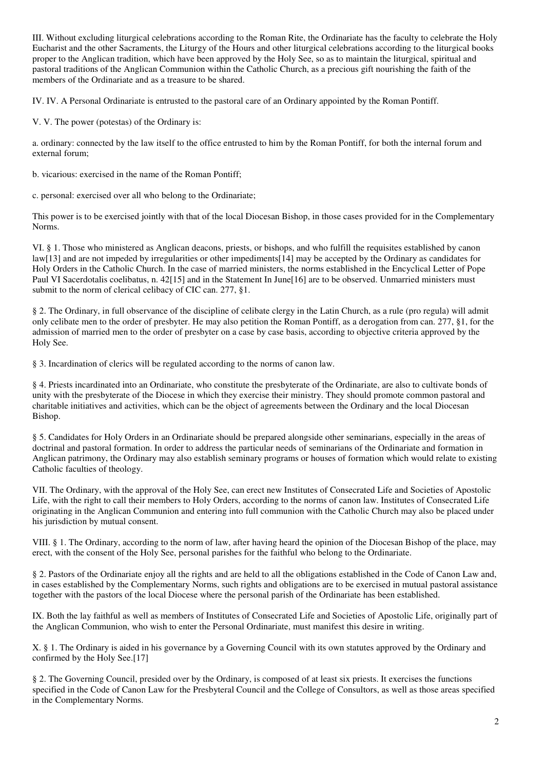III. Without excluding liturgical celebrations according to the Roman Rite, the Ordinariate has the faculty to celebrate the Holy Eucharist and the other Sacraments, the Liturgy of the Hours and other liturgical celebrations according to the liturgical books proper to the Anglican tradition, which have been approved by the Holy See, so as to maintain the liturgical, spiritual and pastoral traditions of the Anglican Communion within the Catholic Church, as a precious gift nourishing the faith of the members of the Ordinariate and as a treasure to be shared.

IV. IV. A Personal Ordinariate is entrusted to the pastoral care of an Ordinary appointed by the Roman Pontiff.

V. V. The power (potestas) of the Ordinary is:

a. ordinary: connected by the law itself to the office entrusted to him by the Roman Pontiff, for both the internal forum and external forum;

b. vicarious: exercised in the name of the Roman Pontiff;

c. personal: exercised over all who belong to the Ordinariate;

This power is to be exercised jointly with that of the local Diocesan Bishop, in those cases provided for in the Complementary Norms.

VI. § 1. Those who ministered as Anglican deacons, priests, or bishops, and who fulfill the requisites established by canon law[13] and are not impeded by irregularities or other impediments[14] may be accepted by the Ordinary as candidates for Holy Orders in the Catholic Church. In the case of married ministers, the norms established in the Encyclical Letter of Pope Paul VI Sacerdotalis coelibatus, n. 42[15] and in the Statement In June[16] are to be observed. Unmarried ministers must submit to the norm of clerical celibacy of CIC can. 277, §1.

§ 2. The Ordinary, in full observance of the discipline of celibate clergy in the Latin Church, as a rule (pro regula) will admit only celibate men to the order of presbyter. He may also petition the Roman Pontiff, as a derogation from can. 277, §1, for the admission of married men to the order of presbyter on a case by case basis, according to objective criteria approved by the Holy See.

§ 3. Incardination of clerics will be regulated according to the norms of canon law.

§ 4. Priests incardinated into an Ordinariate, who constitute the presbyterate of the Ordinariate, are also to cultivate bonds of unity with the presbyterate of the Diocese in which they exercise their ministry. They should promote common pastoral and charitable initiatives and activities, which can be the object of agreements between the Ordinary and the local Diocesan Bishop.

§ 5. Candidates for Holy Orders in an Ordinariate should be prepared alongside other seminarians, especially in the areas of doctrinal and pastoral formation. In order to address the particular needs of seminarians of the Ordinariate and formation in Anglican patrimony, the Ordinary may also establish seminary programs or houses of formation which would relate to existing Catholic faculties of theology.

VII. The Ordinary, with the approval of the Holy See, can erect new Institutes of Consecrated Life and Societies of Apostolic Life, with the right to call their members to Holy Orders, according to the norms of canon law. Institutes of Consecrated Life originating in the Anglican Communion and entering into full communion with the Catholic Church may also be placed under his jurisdiction by mutual consent.

VIII. § 1. The Ordinary, according to the norm of law, after having heard the opinion of the Diocesan Bishop of the place, may erect, with the consent of the Holy See, personal parishes for the faithful who belong to the Ordinariate.

§ 2. Pastors of the Ordinariate enjoy all the rights and are held to all the obligations established in the Code of Canon Law and, in cases established by the Complementary Norms, such rights and obligations are to be exercised in mutual pastoral assistance together with the pastors of the local Diocese where the personal parish of the Ordinariate has been established.

IX. Both the lay faithful as well as members of Institutes of Consecrated Life and Societies of Apostolic Life, originally part of the Anglican Communion, who wish to enter the Personal Ordinariate, must manifest this desire in writing.

X. § 1. The Ordinary is aided in his governance by a Governing Council with its own statutes approved by the Ordinary and confirmed by the Holy See.[17]

§ 2. The Governing Council, presided over by the Ordinary, is composed of at least six priests. It exercises the functions specified in the Code of Canon Law for the Presbyteral Council and the College of Consultors, as well as those areas specified in the Complementary Norms.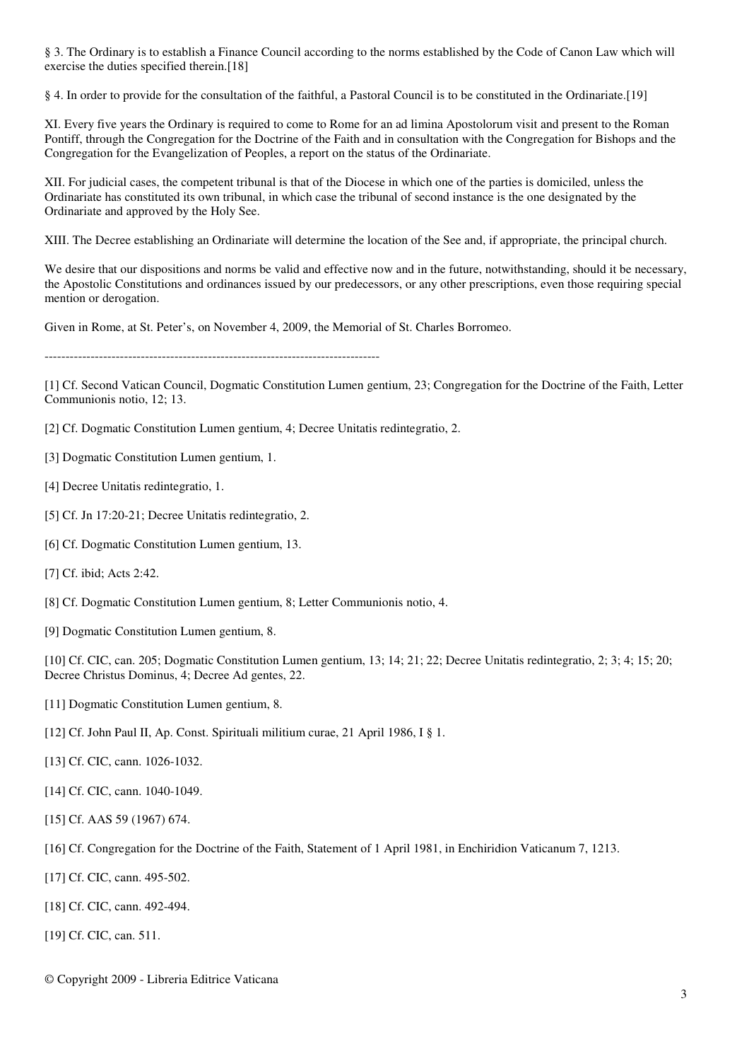§ 3. The Ordinary is to establish a Finance Council according to the norms established by the Code of Canon Law which will exercise the duties specified therein.[18]

§ 4. In order to provide for the consultation of the faithful, a Pastoral Council is to be constituted in the Ordinariate.[19]

XI. Every five years the Ordinary is required to come to Rome for an ad limina Apostolorum visit and present to the Roman Pontiff, through the Congregation for the Doctrine of the Faith and in consultation with the Congregation for Bishops and the Congregation for the Evangelization of Peoples, a report on the status of the Ordinariate.

XII. For judicial cases, the competent tribunal is that of the Diocese in which one of the parties is domiciled, unless the Ordinariate has constituted its own tribunal, in which case the tribunal of second instance is the one designated by the Ordinariate and approved by the Holy See.

XIII. The Decree establishing an Ordinariate will determine the location of the See and, if appropriate, the principal church.

We desire that our dispositions and norms be valid and effective now and in the future, notwithstanding, should it be necessary, the Apostolic Constitutions and ordinances issued by our predecessors, or any other prescriptions, even those requiring special mention or derogation.

Given in Rome, at St. Peter's, on November 4, 2009, the Memorial of St. Charles Borromeo.

---

[1] Cf. Second Vatican Council, Dogmatic Constitution Lumen gentium, 23; Congregation for the Doctrine of the Faith, Letter Communionis notio, 12; 13.

[2] Cf. Dogmatic Constitution Lumen gentium, 4; Decree Unitatis redintegratio, 2.

[3] Dogmatic Constitution Lumen gentium, 1.

[4] Decree Unitatis redintegratio, 1.

[5] Cf. Jn 17:20-21; Decree Unitatis redintegratio, 2.

[6] Cf. Dogmatic Constitution Lumen gentium, 13.

[7] Cf. ibid; Acts 2:42.

[8] Cf. Dogmatic Constitution Lumen gentium, 8; Letter Communionis notio, 4.

[9] Dogmatic Constitution Lumen gentium, 8.

[10] Cf. CIC, can. 205; Dogmatic Constitution Lumen gentium, 13; 14; 21; 22; Decree Unitatis redintegratio, 2; 3; 4; 15; 20; Decree Christus Dominus, 4; Decree Ad gentes, 22.

[11] Dogmatic Constitution Lumen gentium, 8.

[12] Cf. John Paul II, Ap. Const. Spirituali militium curae, 21 April 1986, I § 1.

[13] Cf. CIC, cann. 1026-1032.

[14] Cf. CIC, cann. 1040-1049.

[15] Cf. AAS 59 (1967) 674.

[16] Cf. Congregation for the Doctrine of the Faith, Statement of 1 April 1981, in Enchiridion Vaticanum 7, 1213.

[17] Cf. CIC, cann. 495-502.

[18] Cf. CIC, cann. 492-494.

[19] Cf. CIC, can. 511.

© Copyright 2009 - Libreria Editrice Vaticana